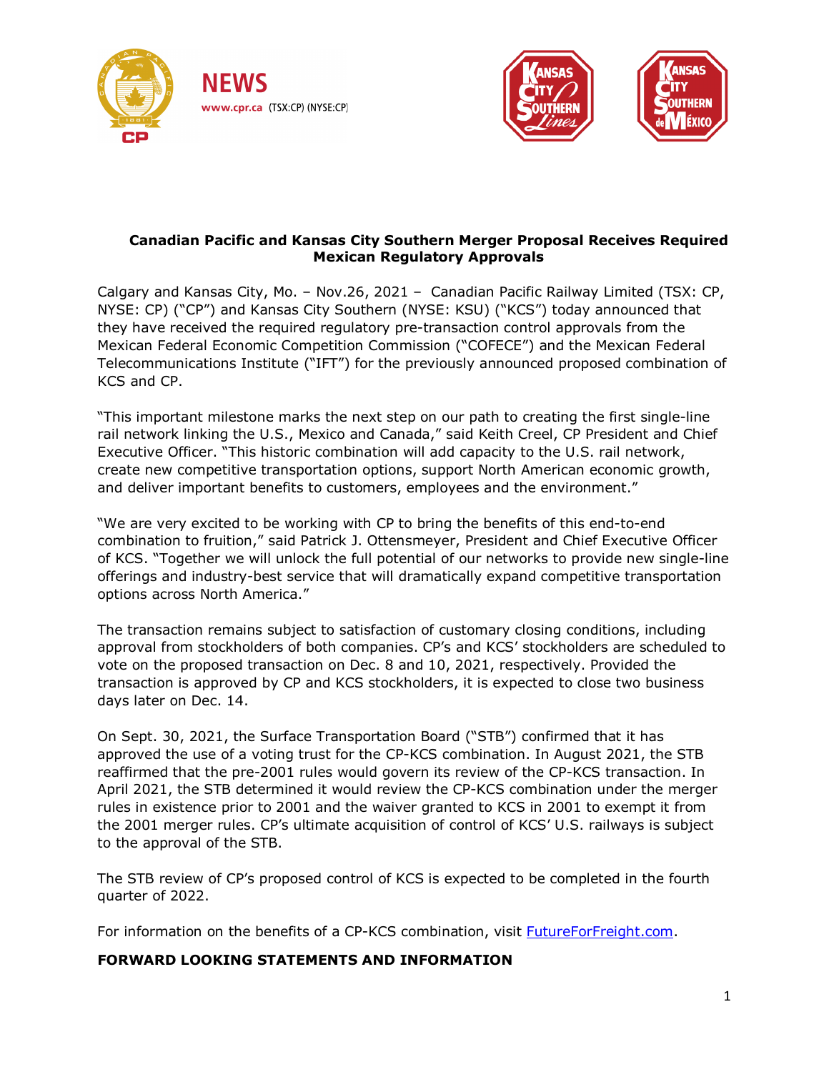NEWS

www.cpr.ca (TSX:CP) (NYSE:CP)

# Canadian Pacific and Kansas City Southern Merger Proposal Receives Required Mexican Regulatory Approvals

Calgary and Kansas City, Mo. – Nov.26, 2021 – Canadian Pacific Railway Limited (TSX: CP, NYSE: CP) ("CP") and Kansas City Southern (NYSE: KSU) ("KCS") today announced that they have received the required regulatory pre-transaction control approvals from the Mexican Federal Economic Competition Commission ("COFECE") and the Mexican Federal Telecommunications Institute ("IFT") for the previously announced proposed combination of KCS and CP.

"This important milestone marks the next step on our path to creating the first single-line rail network linking the U.S., Mexico and Canada," said Keith Creel, CP President and Chief Executive Officer. "This historic combination will add capacity to the U.S. rail network, create new competitive transportation options, support North American economic growth, and deliver important benefits to customers, employees and the environment."

"We are very excited to be working with CP to bring the benefits of this end-to-end combination to fruition," said Patrick J. Ottensmeyer, President and Chief Executive Officer of KCS. "Together we will unlock the full potential of our networks to provide new single-line offerings and industry-best service that will dramatically expand competitive transportation options across North America."

The transaction remains subject to satisfaction of customary closing conditions, including approval from stockholders of both companies. CP's and KCS' stockholders are scheduled to vote on the proposed transaction on Dec. 8 and 10, 2021, respectively. Provided the transaction is approved by CP and KCS stockholders, it is expected to close two business days later on Dec. 14.

On Sept. 30, 2021, the Surface Transportation Board ("STB") confirmed that it has approved the use of a voting trust for the CP-KCS combination. In August 2021, the STB reaffirmed that the pre-2001 rules would govern its review of the CP-KCS transaction. In April 2021, the STB determined it would review the CP-KCS combination under the merger rules in existence prior to 2001 and the waiver granted to KCS in 2001 to exempt it from the 2001 merger rules. CP's ultimate acquisition of control of KCS' U.S. railways is subject to the approval of the STB.

The STB review of CP's proposed control of KCS is expected to be completed in the fourth quarter of 2022.

For information on the benefits of a CP-KCS combination, visit FutureForFreight.com.

## FORWARD LOOKING STATEMENTS AND INFORMATION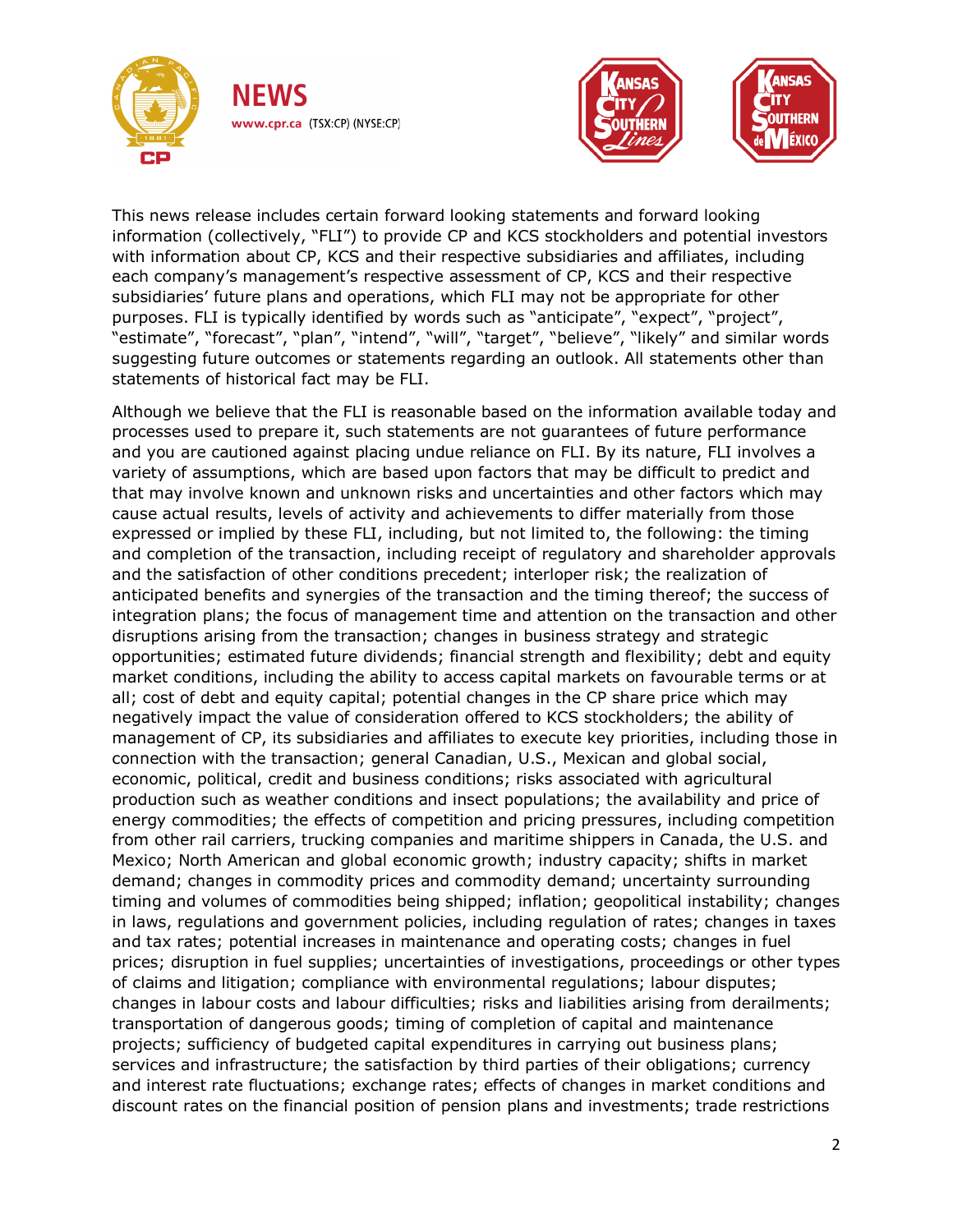This news release includes certain forward looking statements and forward looking information (collectively, "FLI") to provide CP and KCS stockholders and potential investors with information about CP, KCS and their respective subsidiaries and affiliates, including each company's management's respective assessment of CP, KCS and their respective subsidiaries' future plans and operations, which FLI may not be appropriate for other purposes. FLI is typically identified by words such as "anticipate", "expect", "project", "estimate", "forecast", "plan", "intend", "will", "target", "believe", "likely" and similar words suggesting future outcomes or statements regarding an outlook. All statements other than statements of historical fact may be FLI.

Although we believe that the FLI is reasonable based on the information available today and processes used to prepare it, such statements are not guarantees of future performance and you are cautioned against placing undue reliance on FLI. By its nature, FLI involves a variety of assumptions, which are based upon factors that may be difficult to predict and that may involve known and unknown risks and uncertainties and other factors which may cause actual results, levels of activity and achievements to differ materially from those expressed or implied by these FLI, including, but not limited to, the following: the timing and completion of the transaction, including receipt of regulatory and shareholder approvals and the satisfaction of other conditions precedent; interloper risk; the realization of anticipated benefits and synergies of the transaction and the timing thereof; the success of integration plans; the focus of management time and attention on the transaction and other disruptions arising from the transaction; changes in business strategy and strategic opportunities; estimated future dividends; financial strength and flexibility; debt and equity market conditions, including the ability to access capital markets on favourable terms or at all; cost of debt and equity capital; potential changes in the CP share price which may negatively impact the value of consideration offered to KCS stockholders; the ability of management of CP, its subsidiaries and affiliates to execute key priorities, including those in connection with the transaction; general Canadian, U.S., Mexican and global social, economic, political, credit and business conditions; risks associated with agricultural production such as weather conditions and insect populations; the availability and price of energy commodities; the effects of competition and pricing pressures, including competition from other rail carriers, trucking companies and maritime shippers in Canada, the U.S. and Mexico; North American and global economic growth; industry capacity; shifts in market demand; changes in commodity prices and commodity demand; uncertainty surrounding timing and volumes of commodities being shipped; inflation; geopolitical instability; changes in laws, regulations and government policies, including regulation of rates; changes in taxes and tax rates; potential increases in maintenance and operating costs; changes in fuel prices; disruption in fuel supplies; uncertainties of investigations, proceedings or other types of claims and litigation; compliance with environmental regulations; labour disputes; changes in labour costs and labour difficulties; risks and liabilities arising from derailments; transportation of dangerous goods; timing of completion of capital and maintenance projects; sufficiency of budgeted capital expenditures in carrying out business plans; services and infrastructure; the satisfaction by third parties of their obligations; currency and interest rate fluctuations; exchange rates; effects of changes in market conditions and discount rates on the financial position of pension plans and investments; trade restrictions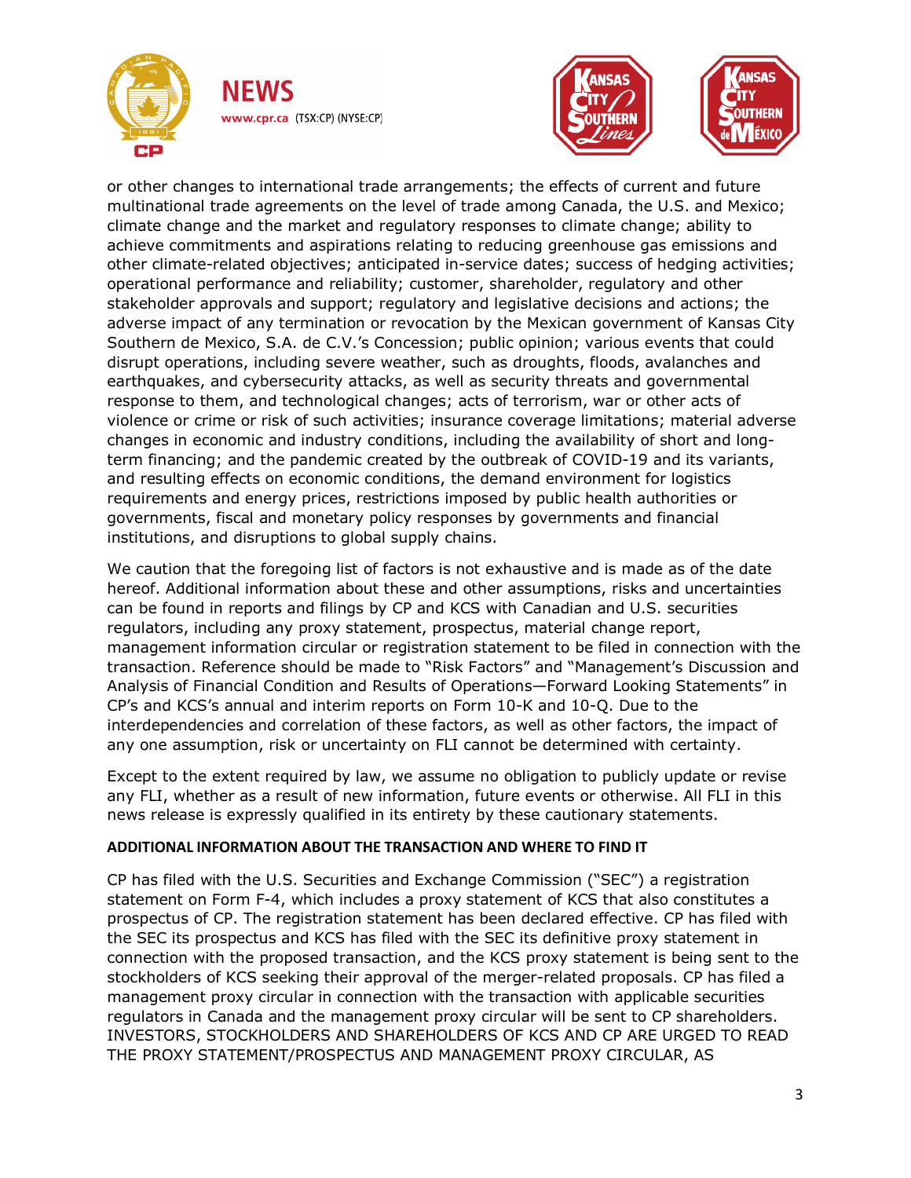or other changes to international trade arrangements; the effects of current and future multinational trade agreements on the level of trade among Canada, the U.S. and Mexico; climate change and the market and regulatory responses to climate change; ability to achieve commitments and aspirations relating to reducing greenhouse gas emissions and other climate-related objectives; anticipated in-service dates; success of hedging activities; operational performance and reliability; customer, shareholder, regulatory and other stakeholder approvals and support; regulatory and legislative decisions and actions; the adverse impact of any termination or revocation by the Mexican government of Kansas City Southern de Mexico, S.A. de C.V.'s Concession; public opinion; various events that could disrupt operations, including severe weather, such as droughts, floods, avalanches and earthquakes, and cybersecurity attacks, as well as security threats and governmental response to them, and technological changes; acts of terrorism, war or other acts of violence or crime or risk of such activities; insurance coverage limitations; material adverse changes in economic and industry conditions, including the availability of short and long-term financing; and the pandemic created by the outbreak of COVID-19 and its variants, and resulting effects on economic conditions, the demand environment for logistics requirements and energy prices, restrictions imposed by public health authorities or governments, fiscal and monetary policy responses by governments and financial institutions, and disruptions to global supply chains.

We caution that the foregoing list of factors is not exhaustive and is made as of the date hereof. Additional information about these and other assumptions, risks and uncertainties can be found in reports and filings by CP and KCS with Canadian and U.S. securities regulators, including any proxy statement, prospectus, material change report, management information circular or registration statement to be filed in connection with the transaction. Reference should be made to "Risk Factors" and "Management's Discussion and Analysis of Financial Condition and Results of Operations—Forward Looking Statements" in CP's and KCS's annual and interim reports on Form 10-K and 10-Q. Due to the interdependencies and correlation of these factors, as well as other factors, the impact of any one assumption, risk or uncertainty on FLI cannot be determined with certainty.

Except to the extent required by law, we assume no obligation to publicly update or revise any FLI, whether as a result of new information, future events or otherwise. All FLI in this news release is expressly qualified in its entirety by these cautionary statements.

**ADDITIONAL INFORMATION ABOUT THE TRANSACTION AND WHERE TO FIND IT**

CP has filed with the U.S. Securities and Exchange Commission ("SEC") a registration statement on Form F-4, which includes a proxy statement of KCS that also constitutes a prospectus of CP. The registration statement has been declared effective. CP has filed with the SEC its prospectus and KCS has filed with the SEC its definitive proxy statement in connection with the proposed transaction, and the KCS proxy statement is being sent to the stockholders of KCS seeking their approval of the merger-related proposals. CP has filed a management proxy circular in connection with the transaction with applicable securities regulators in Canada and the management proxy circular will be sent to CP shareholders. INVESTORS, STOCKHOLDERS AND SHAREHOLDERS OF KCS AND CP ARE URGED TO READ THE PROXY STATEMENT/PROSPECTUS AND MANAGEMENT PROXY CIRCULAR, AS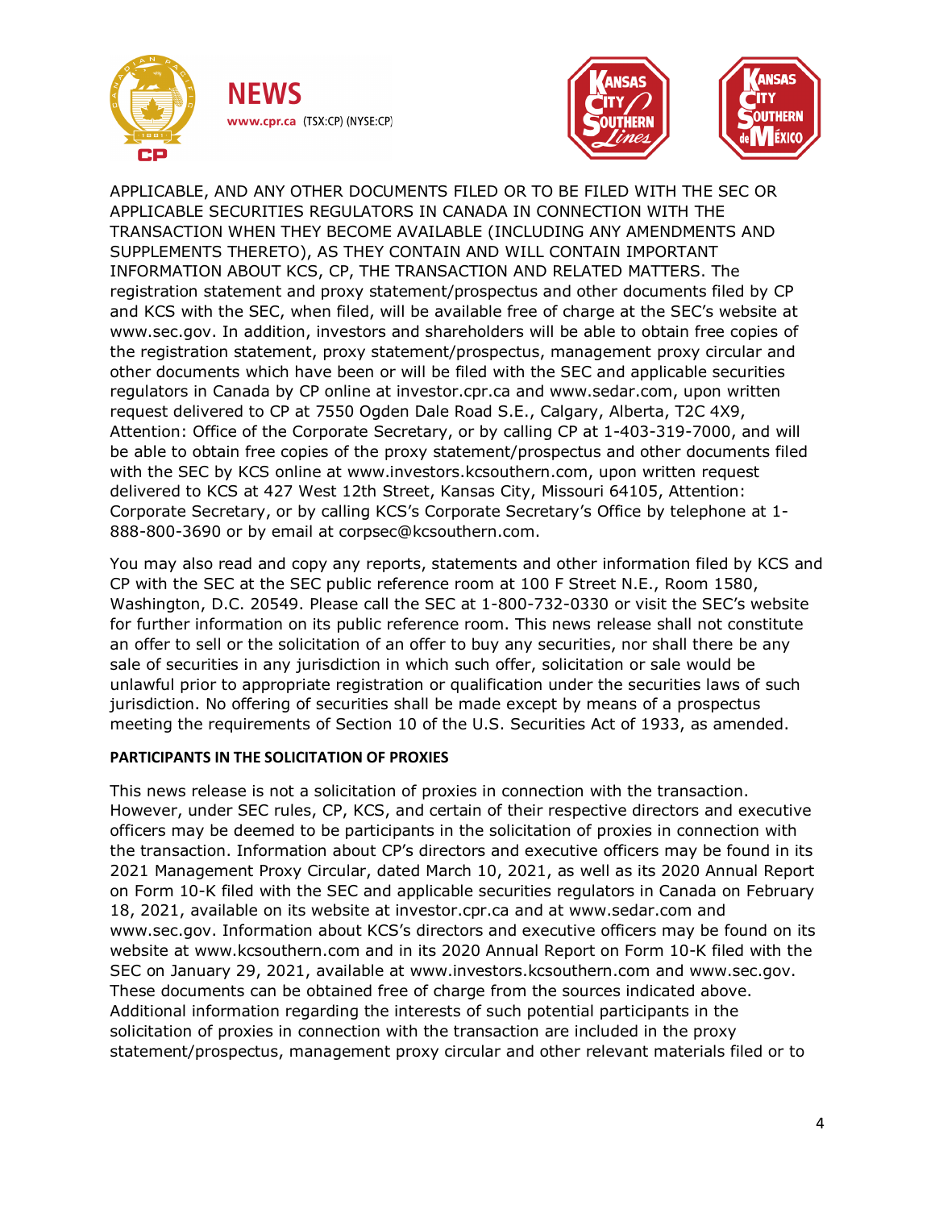APPLICABLE, AND ANY OTHER DOCUMENTS FILED OR TO BE FILED WITH THE SEC OR APPLICABLE SECURITIES REGULATORS IN CANADA IN CONNECTION WITH THE TRANSACTION WHEN THEY BECOME AVAILABLE (INCLUDING ANY AMENDMENTS AND SUPPLEMENTS THERETO), AS THEY CONTAIN AND WILL CONTAIN IMPORTANT INFORMATION ABOUT KCS, CP, THE TRANSACTION AND RELATED MATTERS. The registration statement and proxy statement/prospectus and other documents filed by CP and KCS with the SEC, when filed, will be available free of charge at the SEC's website at www.sec.gov. In addition, investors and shareholders will be able to obtain free copies of the registration statement, proxy statement/prospectus, management proxy circular and other documents which have been or will be filed with the SEC and applicable securities regulators in Canada by CP online at investor.cpr.ca and www.sedar.com, upon written request delivered to CP at 7550 Ogden Dale Road S.E., Calgary, Alberta, T2C 4X9, Attention: Office of the Corporate Secretary, or by calling CP at 1-403-319-7000, and will be able to obtain free copies of the proxy statement/prospectus and other documents filed with the SEC by KCS online at www.investors.kcsouthern.com, upon written request delivered to KCS at 427 West 12th Street, Kansas City, Missouri 64105, Attention: Corporate Secretary, or by calling KCS's Corporate Secretary's Office by telephone at 1-888-800-3690 or by email at corpsec@kcsouthern.com.

You may also read and copy any reports, statements and other information filed by KCS and CP with the SEC at the SEC public reference room at 100 F Street N.E., Room 1580, Washington, D.C. 20549. Please call the SEC at 1-800-732-0330 or visit the SEC's website for further information on its public reference room. This news release shall not constitute an offer to sell or the solicitation of an offer to buy any securities, nor shall there be any sale of securities in any jurisdiction in which such offer, solicitation or sale would be unlawful prior to appropriate registration or qualification under the securities laws of such jurisdiction. No offering of securities shall be made except by means of a prospectus meeting the requirements of Section 10 of the U.S. Securities Act of 1933, as amended.

**PARTICIPANTS IN THE SOLICITATION OF PROXIES**

This news release is not a solicitation of proxies in connection with the transaction. However, under SEC rules, CP, KCS, and certain of their respective directors and executive officers may be deemed to be participants in the solicitation of proxies in connection with the transaction. Information about CP's directors and executive officers may be found in its 2021 Management Proxy Circular, dated March 10, 2021, as well as its 2020 Annual Report on Form 10-K filed with the SEC and applicable securities regulators in Canada on February 18, 2021, available on its website at investor.cpr.ca and at www.sedar.com and www.sec.gov. Information about KCS's directors and executive officers may be found on its website at www.kcsouthern.com and in its 2020 Annual Report on Form 10-K filed with the SEC on January 29, 2021, available at www.investors.kcsouthern.com and www.sec.gov. These documents can be obtained free of charge from the sources indicated above. Additional information regarding the interests of such potential participants in the solicitation of proxies in connection with the transaction are included in the proxy statement/prospectus, management proxy circular and other relevant materials filed or to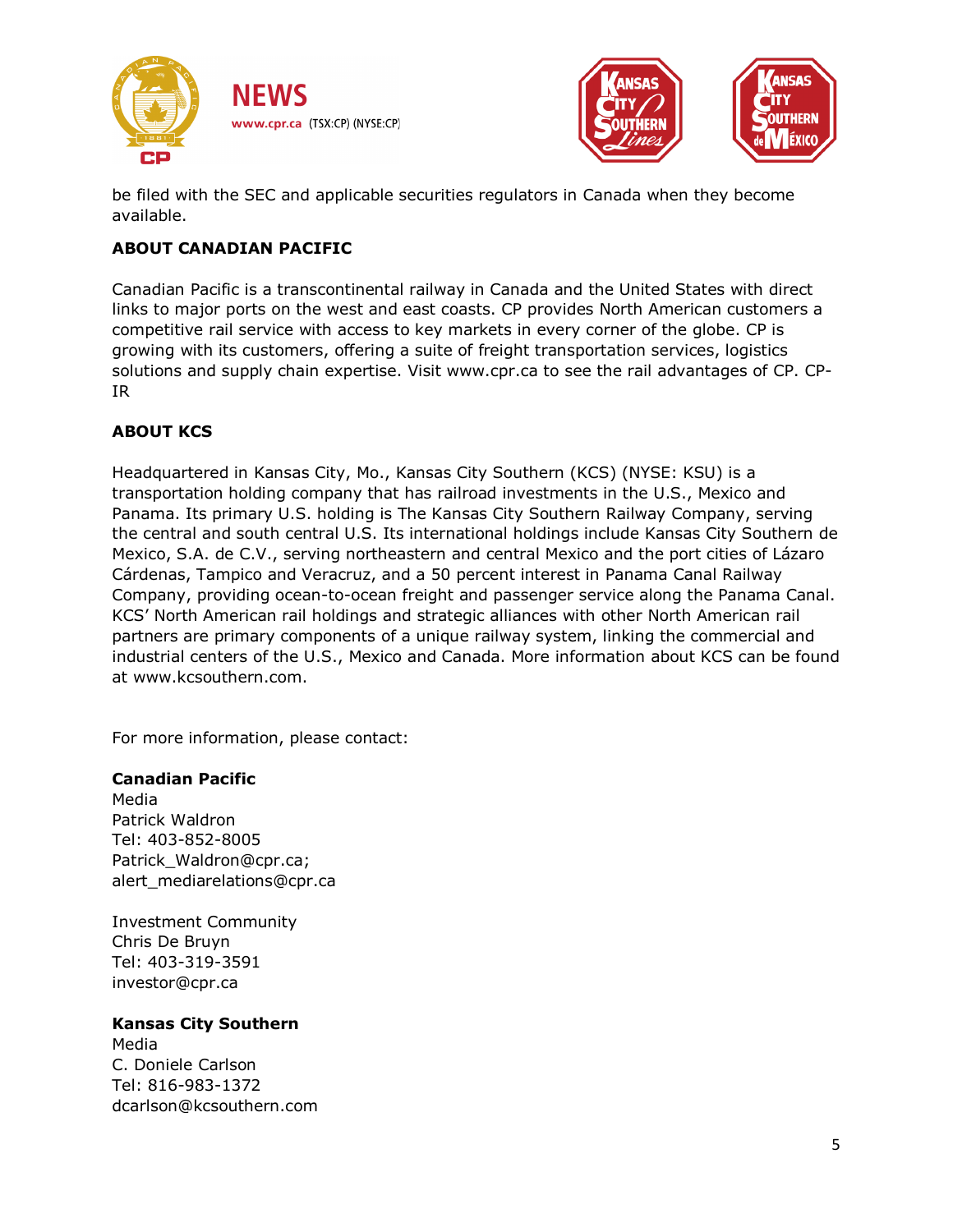be filed with the SEC and applicable securities regulators in Canada when they become available.

**ABOUT CANADIAN PACIFIC**

Canadian Pacific is a transcontinental railway in Canada and the United States with direct links to major ports on the west and east coasts. CP provides North American customers a competitive rail service with access to key markets in every corner of the globe. CP is growing with its customers, offering a suite of freight transportation services, logistics solutions and supply chain expertise. Visit www.cpr.ca to see the rail advantages of CP. CP-IR

**ABOUT KCS**

Headquartered in Kansas City, Mo., Kansas City Southern (KCS) (NYSE: KSU) is a transportation holding company that has railroad investments in the U.S., Mexico and Panama. Its primary U.S. holding is The Kansas City Southern Railway Company, serving the central and south central U.S. Its international holdings include Kansas City Southern de Mexico, S.A. de C.V., serving northeastern and central Mexico and the port cities of Lázaro Cárdenas, Tampico and Veracruz, and a 50 percent interest in Panama Canal Railway Company, providing ocean-to-ocean freight and passenger service along the Panama Canal. KCS' North American rail holdings and strategic alliances with other North American rail partners are primary components of a unique railway system, linking the commercial and industrial centers of the U.S., Mexico and Canada. More information about KCS can be found at www.kcsouthern.com.

For more information, please contact:

**Canadian Pacific**
Media
Patrick Waldron
Tel: 403-852-8005
Patrick_Waldron@cpr.ca;
alert_mediarelations@cpr.ca

Investment Community
Chris De Bruyn
Tel: 403-319-3591
investor@cpr.ca

**Kansas City Southern**
Media
C. Doniele Carlson
Tel: 816-983-1372
dcarlson@kcsouthern.com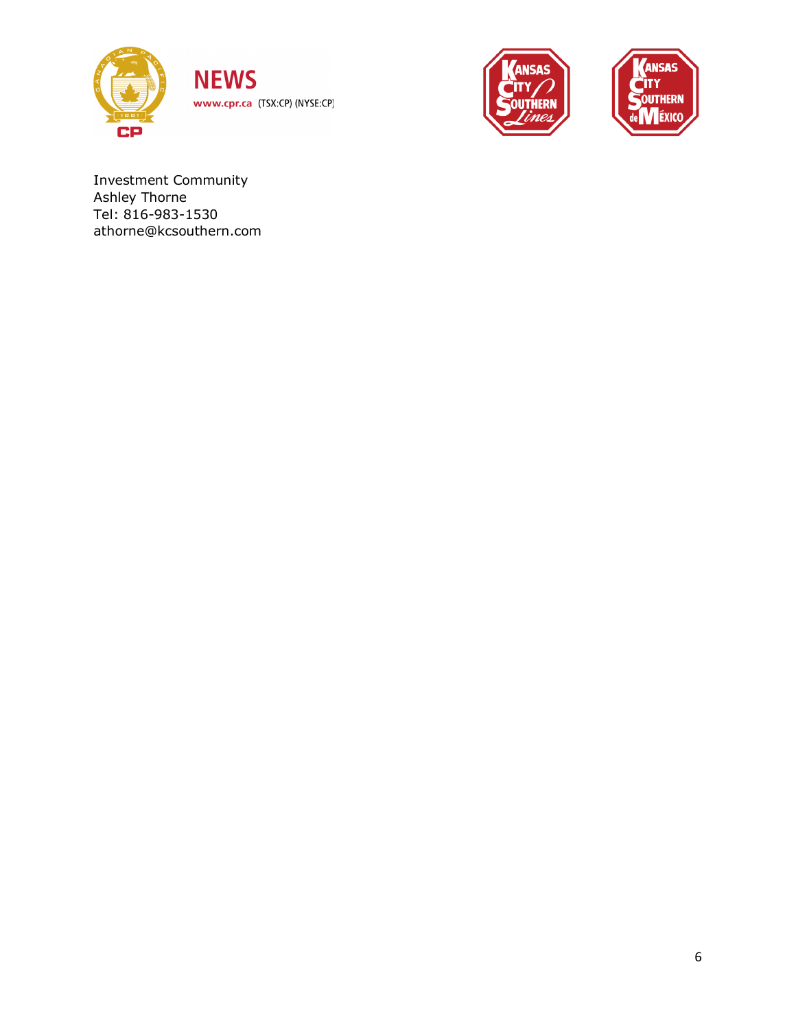Investment Community
Ashley Thorne
Tel: 816-983-1530
athorne@kcsouthern.com